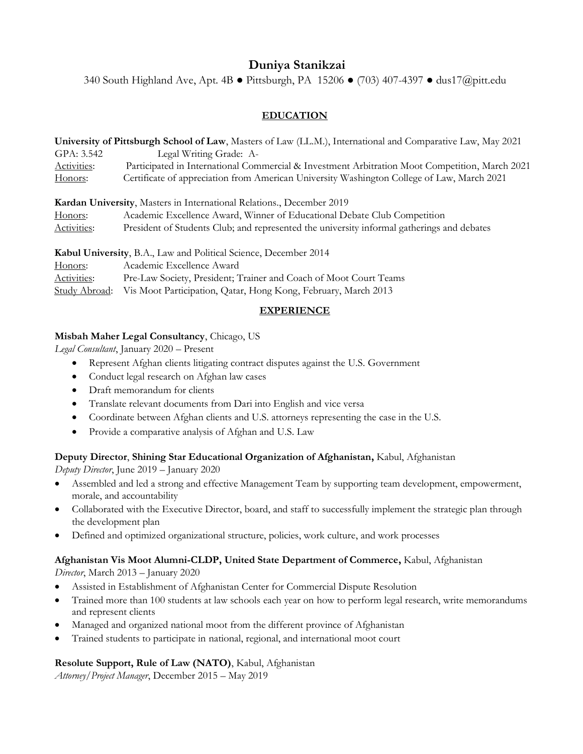# Duniya Stanikzai

340 South Highland Ave, Apt. 4B ● Pittsburgh, PA 15206 ● (703) 407-4397 ● dus17@pitt.edu

## EDUCATION

**University of Pittsburgh School of Law**, Masters of Law (LL.M.), International and Comparative Law, May 2021
GPA: 3.542 Legal Writing Grade: A-
Activities: Participated in International Commercial & Investment Arbitration Moot Competition, March 2021
Honors: Certificate of appreciation from American University Washington College of Law, March 2021

**Kardan University**, Masters in International Relations., December 2019
Honors: Academic Excellence Award, Winner of Educational Debate Club Competition
Activities: President of Students Club; and represented the university informal gatherings and debates

**Kabul University**, B.A., Law and Political Science, December 2014
Honors: Academic Excellence Award
Activities: Pre-Law Society, President; Trainer and Coach of Moot Court Teams
Study Abroad: Vis Moot Participation, Qatar, Hong Kong, February, March 2013

## EXPERIENCE

**Misbah Maher Legal Consultancy**, Chicago, US
*Legal Consultant*, January 2020 – Present

- Represent Afghan clients litigating contract disputes against the U.S. Government
- Conduct legal research on Afghan law cases
- Draft memorandum for clients
- Translate relevant documents from Dari into English and vice versa
- Coordinate between Afghan clients and U.S. attorneys representing the case in the U.S.
- Provide a comparative analysis of Afghan and U.S. Law

**Deputy Director**, **Shining Star Educational Organization of Afghanistan,** Kabul, Afghanistan
*Deputy Director*, June 2019 – January 2020

- Assembled and led a strong and effective Management Team by supporting team development, empowerment, morale, and accountability
- Collaborated with the Executive Director, board, and staff to successfully implement the strategic plan through the development plan
- Defined and optimized organizational structure, policies, work culture, and work processes

**Afghanistan Vis Moot Alumni-CLDP, United State Department of Commerce,** Kabul, Afghanistan
*Director*, March 2013 – January 2020

- Assisted in Establishment of Afghanistan Center for Commercial Dispute Resolution
- Trained more than 100 students at law schools each year on how to perform legal research, write memorandums and represent clients
- Managed and organized national moot from the different province of Afghanistan
- Trained students to participate in national, regional, and international moot court

**Resolute Support, Rule of Law (NATO)**, Kabul, Afghanistan
*Attorney/Project Manager*, December 2015 – May 2019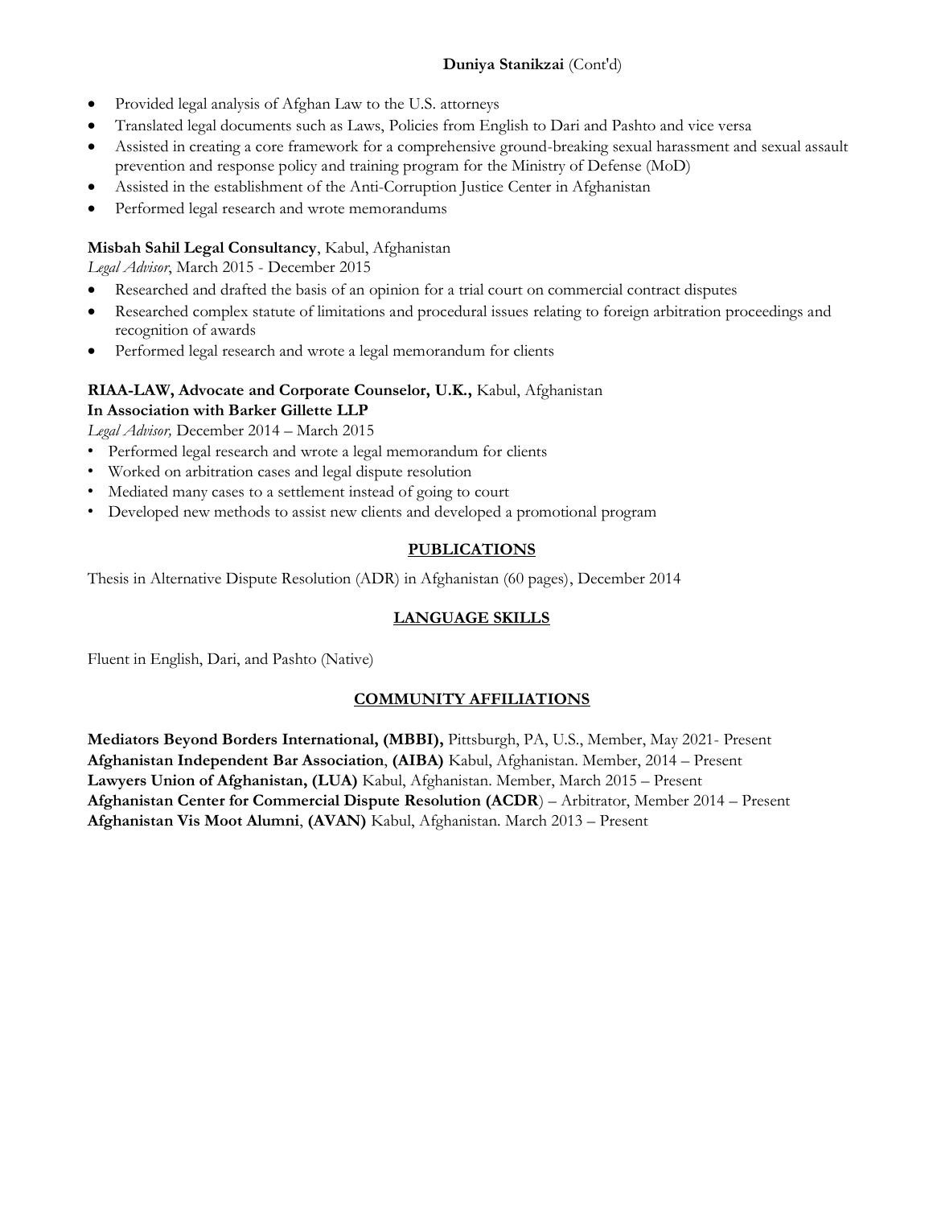- Provided legal analysis of Afghan Law to the U.S. attorneys
- Translated legal documents such as Laws, Policies from English to Dari and Pashto and vice versa
- Assisted in creating a core framework for a comprehensive ground-breaking sexual harassment and sexual assault prevention and response policy and training program for the Ministry of Defense (MoD)
- Assisted in the establishment of the Anti-Corruption Justice Center in Afghanistan
- Performed legal research and wrote memorandums

**Misbah Sahil Legal Consultancy**, Kabul, Afghanistan
*Legal Advisor*, March 2015 - December 2015

- Researched and drafted the basis of an opinion for a trial court on commercial contract disputes
- Researched complex statute of limitations and procedural issues relating to foreign arbitration proceedings and recognition of awards
- Performed legal research and wrote a legal memorandum for clients

**RIAA-LAW, Advocate and Corporate Counselor, U.K.,** Kabul, Afghanistan
**In Association with Barker Gillette LLP**
*Legal Advisor,* December 2014 – March 2015

- Performed legal research and wrote a legal memorandum for clients
- Worked on arbitration cases and legal dispute resolution
- Mediated many cases to a settlement instead of going to court
- Developed new methods to assist new clients and developed a promotional program

## PUBLICATIONS

Thesis in Alternative Dispute Resolution (ADR) in Afghanistan (60 pages), December 2014

## LANGUAGE SKILLS

Fluent in English, Dari, and Pashto (Native)

## COMMUNITY AFFILIATIONS

**Mediators Beyond Borders International, (MBBI),** Pittsburgh, PA, U.S., Member, May 2021- Present
**Afghanistan Independent Bar Association**, **(AIBA)** Kabul, Afghanistan. Member, 2014 – Present
**Lawyers Union of Afghanistan, (LUA)** Kabul, Afghanistan. Member, March 2015 – Present
**Afghanistan Center for Commercial Dispute Resolution (ACDR**) – Arbitrator, Member 2014 – Present
**Afghanistan Vis Moot Alumni**, **(AVAN)** Kabul, Afghanistan. March 2013 – Present